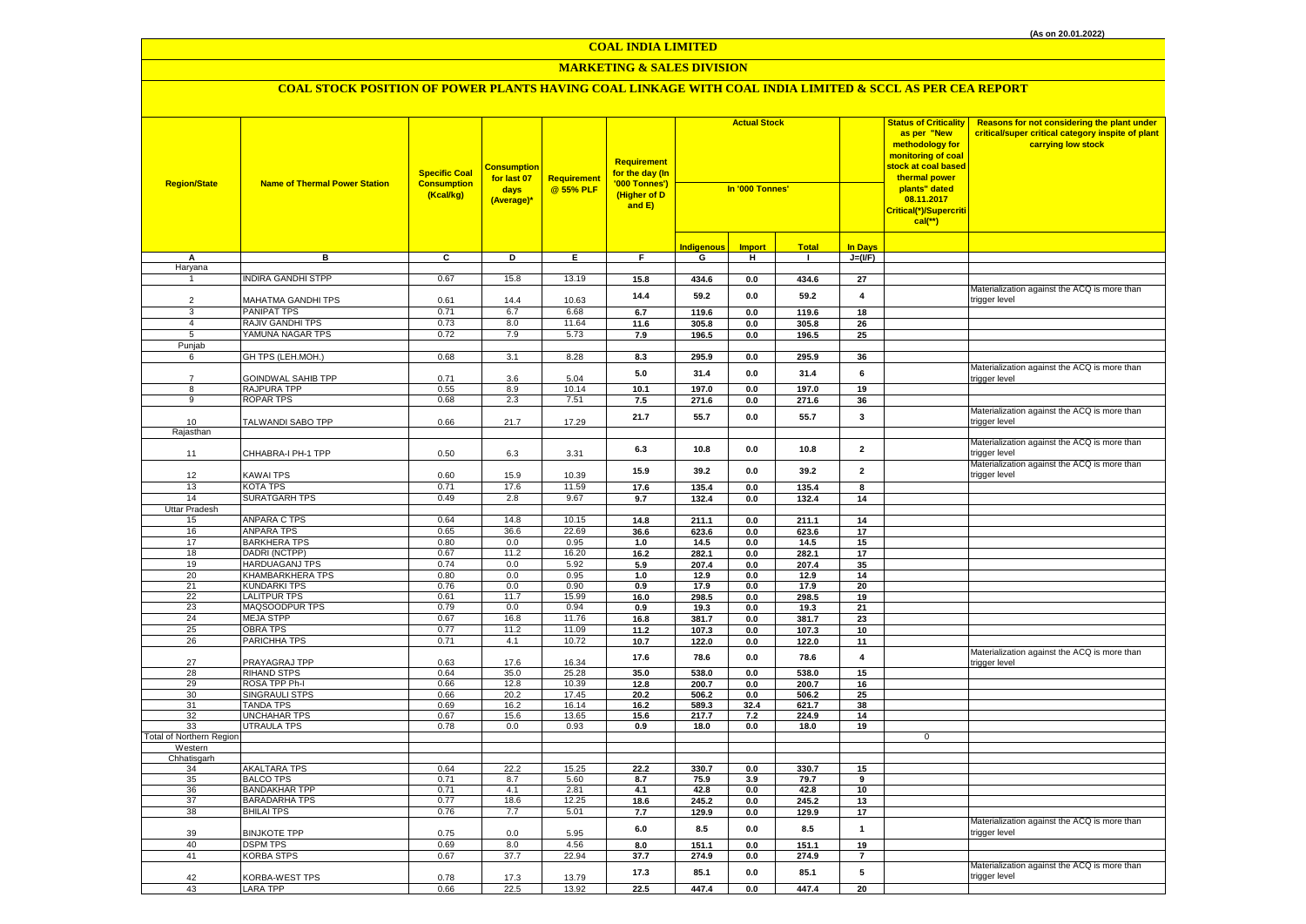(As on 20.01.2022)

# COAL INDIA LIMITED

## MARKETING & SALES DIVISION

### COAL STOCK POSITION OF POWER PLANTS HAVING COAL LINKAGE WITH COAL INDIA LIMITED & SCCL AS PER CEA REPORT

| Region/State | Name of Thermal Power Station | Specific Coal Consumption (Kcal/kg) | Consumption for last 07 days (Average)* | Requirement @ 55% PLF | Requirement for the day (In '000 Tonnes') (Higher of D and E) | Actual Stock In '000 Tonnes' | | | | Status of Criticality as per "New methodology for monitoring of coal stock at coal based thermal power plants" dated 08.11.2017 Critical(*)/Supercritical(**) | Reasons for not considering the plant under critical/super critical category inspite of plant carrying low stock |
|---|---|---|---|---|---|---|---|---|---|---|---|
| | | | | | | Indigenous | Import | Total | In Days | | |
| A | B | C | D | E | F | G | H | I | J=(I/F) | | |
| Haryana | | | | | | | | | | | |
| 1 | INDIRA GANDHI STPP | 0.67 | 15.8 | 13.19 | 15.8 | 434.6 | 0.0 | 434.6 | 27 | | |
| 2 | MAHATMA GANDHI TPS | 0.61 | 14.4 | 10.63 | 14.4 | 59.2 | 0.0 | 59.2 | 4 | | Materialization against the ACQ is more than trigger level |
| 3 | PANIPAT TPS | 0.71 | 6.7 | 6.68 | 6.7 | 119.6 | 0.0 | 119.6 | 18 | | |
| 4 | RAJIV GANDHI TPS | 0.73 | 8.0 | 11.64 | 11.6 | 305.8 | 0.0 | 305.8 | 26 | | |
| 5 | YAMUNA NAGAR TPS | 0.72 | 7.9 | 5.73 | 7.9 | 196.5 | 0.0 | 196.5 | 25 | | |
| Punjab | | | | | | | | | | | |
| 6 | GH TPS (LEH.MOH.) | 0.68 | 3.1 | 8.28 | 8.3 | 295.9 | 0.0 | 295.9 | 36 | | |
| 7 | GOINDWAL SAHIB TPP | 0.71 | 3.6 | 5.04 | 5.0 | 31.4 | 0.0 | 31.4 | 6 | | Materialization against the ACQ is more than trigger level |
| 8 | RAJPURA TPP | 0.55 | 8.9 | 10.14 | 10.1 | 197.0 | 0.0 | 197.0 | 19 | | |
| 9 | ROPAR TPS | 0.68 | 2.3 | 7.51 | 7.5 | 271.6 | 0.0 | 271.6 | 36 | | |
| 10 | TALWANDI SABO TPP | 0.66 | 21.7 | 17.29 | 21.7 | 55.7 | 0.0 | 55.7 | 3 | | Materialization against the ACQ is more than trigger level |
| Rajasthan | | | | | | | | | | | |
| 11 | CHHABRA-I PH-1 TPP | 0.50 | 6.3 | 3.31 | 6.3 | 10.8 | 0.0 | 10.8 | 2 | | Materialization against the ACQ is more than trigger level |
| 12 | KAWAI TPS | 0.60 | 15.9 | 10.39 | 15.9 | 39.2 | 0.0 | 39.2 | 2 | | Materialization against the ACQ is more than trigger level |
| 13 | KOTA TPS | 0.71 | 17.6 | 11.59 | 17.6 | 135.4 | 0.0 | 135.4 | 8 | | |
| 14 | SURATGARH TPS | 0.49 | 2.8 | 9.67 | 9.7 | 132.4 | 0.0 | 132.4 | 14 | | |
| Uttar Pradesh | | | | | | | | | | | |
| 15 | ANPARA C TPS | 0.64 | 14.8 | 10.15 | 14.8 | 211.1 | 0.0 | 211.1 | 14 | | |
| 16 | ANPARA TPS | 0.65 | 36.6 | 22.69 | 36.6 | 623.6 | 0.0 | 623.6 | 17 | | |
| 17 | BARKHERA TPS | 0.80 | 0.0 | 0.95 | 1.0 | 14.5 | 0.0 | 14.5 | 15 | | |
| 18 | DADRI (NCTPP) | 0.67 | 11.2 | 16.20 | 16.2 | 282.1 | 0.0 | 282.1 | 17 | | |
| 19 | HARDUAGANJ TPS | 0.74 | 0.0 | 5.92 | 5.9 | 207.4 | 0.0 | 207.4 | 35 | | |
| 20 | KHAMBARKHERA TPS | 0.80 | 0.0 | 0.95 | 1.0 | 12.9 | 0.0 | 12.9 | 14 | | |
| 21 | KUNDARKI TPS | 0.76 | 0.0 | 0.90 | 0.9 | 17.9 | 0.0 | 17.9 | 20 | | |
| 22 | LALITPUR TPS | 0.61 | 11.7 | 15.99 | 16.0 | 298.5 | 0.0 | 298.5 | 19 | | |
| 23 | MAQSOODPUR TPS | 0.79 | 0.0 | 0.94 | 0.9 | 19.3 | 0.0 | 19.3 | 21 | | |
| 24 | MEJA STPP | 0.67 | 16.8 | 11.76 | 16.8 | 381.7 | 0.0 | 381.7 | 23 | | |
| 25 | OBRA TPS | 0.77 | 11.2 | 11.09 | 11.2 | 107.3 | 0.0 | 107.3 | 10 | | |
| 26 | PARICHHA TPS | 0.71 | 4.1 | 10.72 | 10.7 | 122.0 | 0.0 | 122.0 | 11 | | |
| 27 | PRAYAGRAJ TPP | 0.63 | 17.6 | 16.34 | 17.6 | 78.6 | 0.0 | 78.6 | 4 | | Materialization against the ACQ is more than trigger level |
| 28 | RIHAND STPS | 0.64 | 35.0 | 25.28 | 35.0 | 538.0 | 0.0 | 538.0 | 15 | | |
| 29 | ROSA TPP Ph-I | 0.66 | 12.8 | 10.39 | 12.8 | 200.7 | 0.0 | 200.7 | 16 | | |
| 30 | SINGRAULI STPS | 0.66 | 20.2 | 17.45 | 20.2 | 506.2 | 0.0 | 506.2 | 25 | | |
| 31 | TANDA TPS | 0.69 | 16.2 | 16.14 | 16.2 | 589.3 | 32.4 | 621.7 | 38 | | |
| 32 | UNCHAHAR TPS | 0.67 | 15.6 | 13.65 | 15.6 | 217.7 | 7.2 | 224.9 | 14 | | |
| 33 | UTRAULA TPS | 0.78 | 0.0 | 0.93 | 0.9 | 18.0 | 0.0 | 18.0 | 19 | | |
| Total of Northern Region | | | | | | | | | | 0 | |
| Western | | | | | | | | | | | |
| Chhatisgarh | | | | | | | | | | | |
| 34 | AKALTARA TPS | 0.64 | 22.2 | 15.25 | 22.2 | 330.7 | 0.0 | 330.7 | 15 | | |
| 35 | BALCO TPS | 0.71 | 8.7 | 5.60 | 8.7 | 75.9 | 3.9 | 79.7 | 9 | | |
| 36 | BANDAKHAR TPP | 0.71 | 4.1 | 2.81 | 4.1 | 42.8 | 0.0 | 42.8 | 10 | | |
| 37 | BARADARHA TPS | 0.77 | 18.6 | 12.25 | 18.6 | 245.2 | 0.0 | 245.2 | 13 | | |
| 38 | BHILAI TPS | 0.76 | 7.7 | 5.01 | 7.7 | 129.9 | 0.0 | 129.9 | 17 | | |
| 39 | BINJKOTE TPP | 0.75 | 0.0 | 5.95 | 6.0 | 8.5 | 0.0 | 8.5 | 1 | | Materialization against the ACQ is more than trigger level |
| 40 | DSPM TPS | 0.69 | 8.0 | 4.56 | 8.0 | 151.1 | 0.0 | 151.1 | 19 | | |
| 41 | KORBA STPS | 0.67 | 37.7 | 22.94 | 37.7 | 274.9 | 0.0 | 274.9 | 7 | | |
| 42 | KORBA-WEST TPS | 0.78 | 17.3 | 13.79 | 17.3 | 85.1 | 0.0 | 85.1 | 5 | | Materialization against the ACQ is more than trigger level |
| 43 | LARA TPP | 0.66 | 22.5 | 13.92 | 22.5 | 447.4 | 0.0 | 447.4 | 20 | | |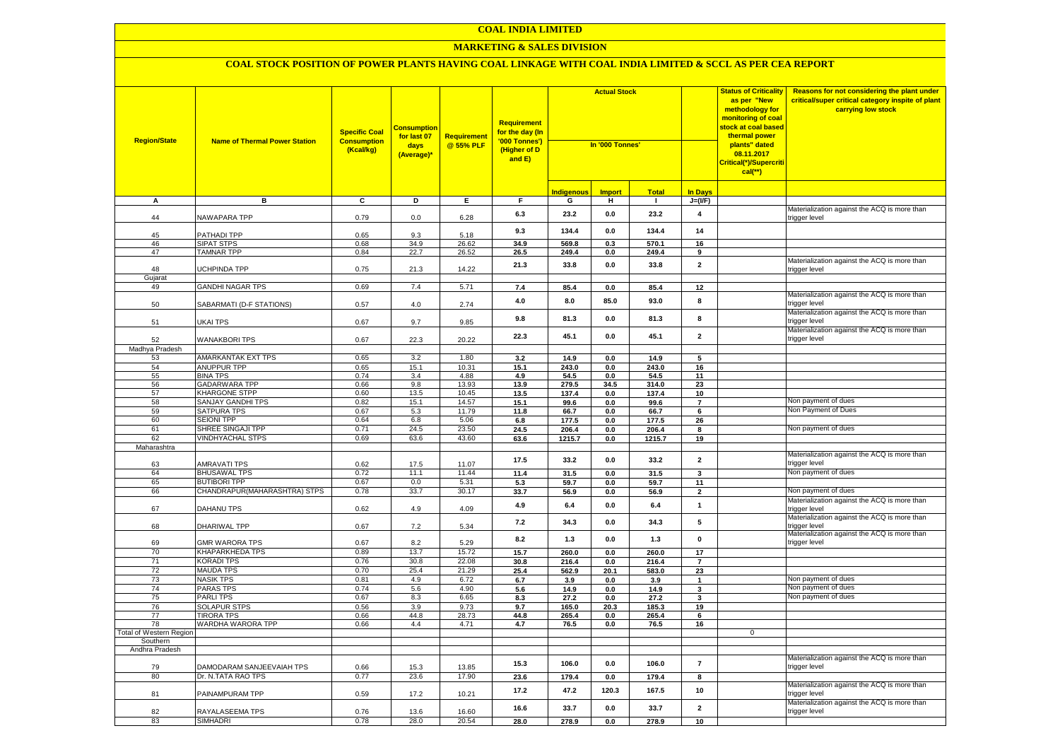# COAL INDIA LIMITED

## MARKETING & SALES DIVISION

### COAL STOCK POSITION OF POWER PLANTS HAVING COAL LINKAGE WITH COAL INDIA LIMITED & SCCL AS PER CEA REPORT

| Region/State | Name of Thermal Power Station | Specific Coal Consumption (Kcal/kg) | Consumption for last 07 days (Average)* | Requirement @ 55% PLF | Requirement for the day (In '000 Tonnes') (Higher of D and E) | Actual Stock In '000 Tonnes' | | | | Status of Criticality as per "New methodology for monitoring of coal stock at coal based thermal power plants" dated 08.11.2017 Critical(*)/Supercritical(**) | Reasons for not considering the plant under critical/super critical category inspite of plant carrying low stock |
|---|---|---|---|---|---|---|---|---|---|---|---|
| | | | | | | Indigenous | Import | Total | In Days | | |
| A | B | C | D | E | F | G | H | I | J=(I/F) | | |
| 44 | NAWAPARA TPP | 0.79 | 0.0 | 6.28 | 6.3 | 23.2 | 0.0 | 23.2 | 4 | | Materialization against the ACQ is more than trigger level |
| 45 | PATHADI TPP | 0.65 | 9.3 | 5.18 | 9.3 | 134.4 | 0.0 | 134.4 | 14 | | |
| 46 | SIPAT STPS | 0.68 | 34.9 | 26.62 | 34.9 | 569.8 | 0.3 | 570.1 | 16 | | |
| 47 | TAMNAR TPP | 0.84 | 22.7 | 26.52 | 26.5 | 249.4 | 0.0 | 249.4 | 9 | | |
| 48 | UCHPINDA TPP | 0.75 | 21.3 | 14.22 | 21.3 | 33.8 | 0.0 | 33.8 | 2 | | Materialization against the ACQ is more than trigger level |
| Gujarat | | | | | | | | | | | |
| 49 | GANDHI NAGAR TPS | 0.69 | 7.4 | 5.71 | 7.4 | 85.4 | 0.0 | 85.4 | 12 | | |
| 50 | SABARMATI (D-F STATIONS) | 0.57 | 4.0 | 2.74 | 4.0 | 8.0 | 85.0 | 93.0 | 8 | | Materialization against the ACQ is more than trigger level |
| 51 | UKAI TPS | 0.67 | 9.7 | 9.85 | 9.8 | 81.3 | 0.0 | 81.3 | 8 | | Materialization against the ACQ is more than trigger level |
| 52 | WANAKBORI TPS | 0.67 | 22.3 | 20.22 | 22.3 | 45.1 | 0.0 | 45.1 | 2 | | Materialization against the ACQ is more than trigger level |
| Madhya Pradesh | | | | | | | | | | | |
| 53 | AMARKANTAK EXT TPS | 0.65 | 3.2 | 1.80 | 3.2 | 14.9 | 0.0 | 14.9 | 5 | | |
| 54 | ANUPPUR TPP | 0.65 | 15.1 | 10.31 | 15.1 | 243.0 | 0.0 | 243.0 | 16 | | |
| 55 | BINA TPS | 0.74 | 3.4 | 4.88 | 4.9 | 54.5 | 0.0 | 54.5 | 11 | | |
| 56 | GADARWARA TPP | 0.66 | 9.8 | 13.93 | 13.9 | 279.5 | 34.5 | 314.0 | 23 | | |
| 57 | KHARGONE STPP | 0.60 | 13.5 | 10.45 | 13.5 | 137.4 | 0.0 | 137.4 | 10 | | |
| 58 | SANJAY GANDHI TPS | 0.82 | 15.1 | 14.57 | 15.1 | 99.6 | 0.0 | 99.6 | 7 | | Non payment of dues |
| 59 | SATPURA TPS | 0.67 | 5.3 | 11.79 | 11.8 | 66.7 | 0.0 | 66.7 | 6 | | Non Payment of Dues |
| 60 | SEIONI TPP | 0.64 | 6.8 | 5.06 | 6.8 | 177.5 | 0.0 | 177.5 | 26 | | |
| 61 | SHREE SINGAJI TPP | 0.71 | 24.5 | 23.50 | 24.5 | 206.4 | 0.0 | 206.4 | 8 | | Non payment of dues |
| 62 | VINDHYACHAL STPS | 0.69 | 63.6 | 43.60 | 63.6 | 1215.7 | 0.0 | 1215.7 | 19 | | |
| Maharashtra | | | | | | | | | | | |
| 63 | AMRAVATI TPS | 0.62 | 17.5 | 11.07 | 17.5 | 33.2 | 0.0 | 33.2 | 2 | | Materialization against the ACQ is more than trigger level |
| 64 | BHUSAWAL TPS | 0.72 | 11.1 | 11.44 | 11.4 | 31.5 | 0.0 | 31.5 | 3 | | Non payment of dues |
| 65 | BUTIBORI TPP | 0.67 | 0.0 | 5.31 | 5.3 | 59.7 | 0.0 | 59.7 | 11 | | |
| 66 | CHANDRAPUR(MAHARASHTRA) STPS | 0.78 | 33.7 | 30.17 | 33.7 | 56.9 | 0.0 | 56.9 | 2 | | Non payment of dues |
| 67 | DAHANU TPS | 0.62 | 4.9 | 4.09 | 4.9 | 6.4 | 0.0 | 6.4 | 1 | | Materialization against the ACQ is more than trigger level |
| 68 | DHARIWAL TPP | 0.67 | 7.2 | 5.34 | 7.2 | 34.3 | 0.0 | 34.3 | 5 | | Materialization against the ACQ is more than trigger level |
| 69 | GMR WARORA TPS | 0.67 | 8.2 | 5.29 | 8.2 | 1.3 | 0.0 | 1.3 | 0 | | Materialization against the ACQ is more than trigger level |
| 70 | KHAPARKHEDA TPS | 0.89 | 13.7 | 15.72 | 15.7 | 260.0 | 0.0 | 260.0 | 17 | | |
| 71 | KORADI TPS | 0.76 | 30.8 | 22.08 | 30.8 | 216.4 | 0.0 | 216.4 | 7 | | |
| 72 | MAUDA TPS | 0.70 | 25.4 | 21.29 | 25.4 | 562.9 | 20.1 | 583.0 | 23 | | |
| 73 | NASIK TPS | 0.81 | 4.9 | 6.72 | 6.7 | 3.9 | 0.0 | 3.9 | 1 | | Non payment of dues |
| 74 | PARAS TPS | 0.74 | 5.6 | 4.90 | 5.6 | 14.9 | 0.0 | 14.9 | 3 | | Non payment of dues |
| 75 | PARLI TPS | 0.67 | 8.3 | 6.65 | 8.3 | 27.2 | 0.0 | 27.2 | 3 | | Non payment of dues |
| 76 | SOLAPUR STPS | 0.56 | 3.9 | 9.73 | 9.7 | 165.0 | 20.3 | 185.3 | 19 | | |
| 77 | TIRORA TPS | 0.66 | 44.8 | 28.73 | 44.8 | 265.4 | 0.0 | 265.4 | 6 | | |
| 78 | WARDHA WARORA TPP | 0.66 | 4.4 | 4.71 | 4.7 | 76.5 | 0.0 | 76.5 | 16 | | |
| Total of Western Region | | | | | | | | | | 0 | |
| Southern | | | | | | | | | | | |
| Andhra Pradesh | | | | | | | | | | | |
| 79 | DAMODARAM SANJEEVAIAH TPS | 0.66 | 15.3 | 13.85 | 15.3 | 106.0 | 0.0 | 106.0 | 7 | | Materialization against the ACQ is more than trigger level |
| 80 | Dr. N.TATA RAO TPS | 0.77 | 23.6 | 17.90 | 23.6 | 179.4 | 0.0 | 179.4 | 8 | | |
| 81 | PAINAMPURAM TPP | 0.59 | 17.2 | 10.21 | 17.2 | 47.2 | 120.3 | 167.5 | 10 | | Materialization against the ACQ is more than trigger level |
| 82 | RAYALASEEMA TPS | 0.76 | 13.6 | 16.60 | 16.6 | 33.7 | 0.0 | 33.7 | 2 | | Materialization against the ACQ is more than trigger level |
| 83 | SIMHADRI | 0.78 | 28.0 | 20.54 | 28.0 | 278.9 | 0.0 | 278.9 | 10 | | |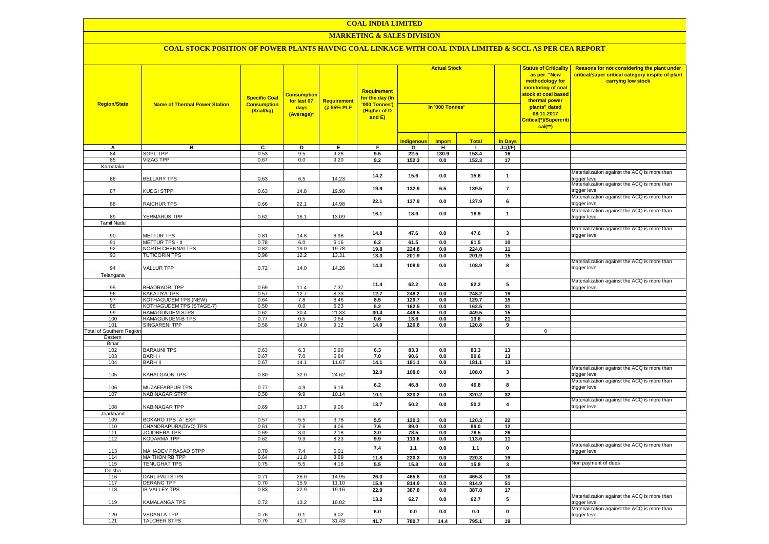# COAL INDIA LIMITED

## MARKETING & SALES DIVISION

### COAL STOCK POSITION OF POWER PLANTS HAVING COAL LINKAGE WITH COAL INDIA LIMITED & SCCL AS PER CEA REPORT

| Region/State | Name of Thermal Power Station | Specific Coal Consumption (Kcal/kg) | Consumption for last 07 days (Average)* | Requirement @ 55% PLF | Requirement for the day (In '000 Tonnes') (Higher of D and E) | Actual Stock In '000 Tonnes' | | | | Status of Criticality as per "New methodology for monitoring of coal stock at coal based thermal power plants" dated 08.11.2017 Critical(*)/Supercritical(**) | Reasons for not considering the plant under critical/super critical category inspite of plant carrying low stock |
|---|---|---|---|---|---|---|---|---|---|---|---|
| | | | | | | Indigenous | Import | Total | In Days | | |
| A | B | C | D | E | F | G | H | I | J=(I/F) | | |
| 84 | SGPL TPP | 0.53 | 9.5 | 9.26 | 9.5 | 22.5 | 130.9 | 153.4 | 16 | | |
| 85 | VIZAG TPP | 0.67 | 0.0 | 9.20 | 9.2 | 152.3 | 0.0 | 152.3 | 17 | | |
| Karnataka | | | | | | | | | | | |
| 86 | BELLARY TPS | 0.63 | 6.5 | 14.23 | 14.2 | 15.6 | 0.0 | 15.6 | 1 | | Materialization against the ACQ is more than trigger level |
| 87 | KUDGI STPP | 0.63 | 14.8 | 19.90 | 19.9 | 132.9 | 6.5 | 139.5 | 7 | | Materialization against the ACQ is more than trigger level |
| 88 | RAICHUR TPS | 0.66 | 22.1 | 14.98 | 22.1 | 137.9 | 0.0 | 137.9 | 6 | | Materialization against the ACQ is more than trigger level |
| 89 | YERMARUS TPP | 0.62 | 16.1 | 13.09 | 16.1 | 18.9 | 0.0 | 18.9 | 1 | | Materialization against the ACQ is more than trigger level |
| Tamil Nadu | | | | | | | | | | | |
| 90 | METTUR TPS | 0.81 | 14.8 | 8.98 | 14.8 | 47.6 | 0.0 | 47.6 | 3 | | Materialization against the ACQ is more than trigger level |
| 91 | METTUR TPS - II | 0.78 | 6.0 | 6.16 | 6.2 | 61.5 | 0.0 | 61.5 | 10 | | |
| 92 | NORTH CHENNAI TPS | 0.82 | 19.0 | 19.78 | 19.8 | 224.8 | 0.0 | 224.8 | 11 | | |
| 93 | TUTICORIN TPS | 0.96 | 12.2 | 13.31 | 13.3 | 201.9 | 0.0 | 201.9 | 15 | | |
| 94 | VALLUR TPP | 0.72 | 14.0 | 14.26 | 14.3 | 108.9 | 0.0 | 108.9 | 8 | | Materialization against the ACQ is more than trigger level |
| Telangana | | | | | | | | | | | |
| 95 | BHADRADRI TPP | 0.69 | 11.4 | 7.37 | 11.4 | 62.2 | 0.0 | 62.2 | 5 | | Materialization against the ACQ is more than trigger level |
| 96 | KAKATIYA TPS | 0.57 | 12.7 | 8.33 | 12.7 | 248.2 | 0.0 | 248.2 | 19 | | |
| 97 | KOTHAGUDEM TPS (NEW) | 0.64 | 7.8 | 8.46 | 8.5 | 129.7 | 0.0 | 129.7 | 15 | | |
| 98 | KOTHAGUDEM TPS (STAGE-7) | 0.50 | 0.0 | 5.23 | 5.2 | 162.5 | 0.0 | 162.5 | 31 | | |
| 99 | RAMAGUNDEM STPS | 0.62 | 30.4 | 21.33 | 30.4 | 449.5 | 0.0 | 449.5 | 15 | | |
| 100 | RAMAGUNDEM-B TPS | 0.77 | 0.5 | 0.64 | 0.6 | 13.6 | 0.0 | 13.6 | 21 | | |
| 101 | SINGARENI TPP | 0.58 | 14.0 | 9.12 | 14.0 | 120.8 | 0.0 | 120.8 | 9 | | |
| Total of Southern Region | | | | | | | | | | 0 | |
| Eastern | | | | | | | | | | | |
| Bihar | | | | | | | | | | | |
| 102 | BARAUNI TPS | 0.63 | 6.3 | 5.90 | 6.3 | 83.3 | 0.0 | 83.3 | 13 | | |
| 103 | BARH I | 0.67 | 7.0 | 5.84 | 7.0 | 90.6 | 0.0 | 90.6 | 13 | | |
| 104 | BARH II | 0.67 | 14.1 | 11.67 | 14.1 | 181.1 | 0.0 | 181.1 | 13 | | |
| 105 | KAHALGAON TPS | 0.80 | 32.0 | 24.62 | 32.0 | 108.0 | 0.0 | 108.0 | 3 | | Materialization against the ACQ is more than trigger level |
| 106 | MUZAFFARPUR TPS | 0.77 | 4.9 | 6.18 | 6.2 | 46.8 | 0.0 | 46.8 | 8 | | Materialization against the ACQ is more than trigger level |
| 107 | NABINAGAR STPP | 0.58 | 9.9 | 10.14 | 10.1 | 320.2 | 0.0 | 320.2 | 32 | | |
| 108 | NABINAGAR TPP | 0.69 | 13.7 | 9.06 | 13.7 | 50.2 | 0.0 | 50.2 | 4 | | Materialization against the ACQ is more than trigger level |
| Jharkhand | | | | | | | | | | | |
| 109 | BOKARO TPS `A` EXP | 0.57 | 5.5 | 3.78 | 5.5 | 120.3 | 0.0 | 120.3 | 22 | | |
| 110 | CHANDRAPURA(DVC) TPS | 0.61 | 7.6 | 4.06 | 7.6 | 89.0 | 0.0 | 89.0 | 12 | | |
| 111 | JOJOBERA TPS | 0.69 | 3.0 | 2.18 | 3.0 | 78.5 | 0.0 | 78.5 | 26 | | |
| 112 | KODARMA TPP | 0.62 | 9.9 | 8.23 | 9.9 | 113.6 | 0.0 | 113.6 | 11 | | |
| 113 | MAHADEV PRASAD STPP | 0.70 | 7.4 | 5.01 | 7.4 | 1.1 | 0.0 | 1.1 | 0 | | Materialization against the ACQ is more than trigger level |
| 114 | MAITHON RB TPP | 0.64 | 11.8 | 8.89 | 11.8 | 220.3 | 0.0 | 220.3 | 19 | | |
| 115 | TENUGHAT TPS | 0.75 | 5.5 | 4.16 | 5.5 | 15.8 | 0.0 | 15.8 | 3 | | Non payment of dues |
| Odisha | | | | | | | | | | | |
| 116 | DARLIPALI STPS | 0.71 | 26.0 | 14.95 | 26.0 | 465.8 | 0.0 | 465.8 | 18 | | |
| 117 | DERANG TPP | 0.70 | 15.9 | 11.10 | 15.9 | 814.9 | 0.0 | 814.9 | 51 | | |
| 118 | IB VALLEY TPS | 0.83 | 22.9 | 19.16 | 22.9 | 387.8 | 0.0 | 387.8 | 17 | | |
| 119 | KAMALANGA TPS | 0.72 | 13.2 | 10.02 | 13.2 | 62.7 | 0.0 | 62.7 | 5 | | Materialization against the ACQ is more than trigger level |
| 120 | VEDANTA TPP | 0.76 | 0.1 | 6.02 | 6.0 | 0.0 | 0.0 | 0.0 | 0 | | Materialization against the ACQ is more than trigger level |
| 121 | TALCHER STPS | 0.79 | 41.7 | 31.43 | 41.7 | 780.7 | 14.4 | 795.1 | 19 | | |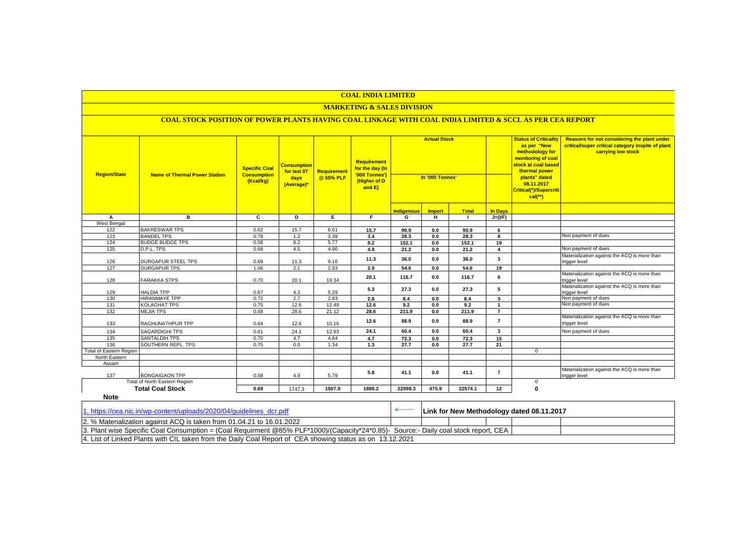# COAL INDIA LIMITED

## MARKETING & SALES DIVISION

### COAL STOCK POSITION OF POWER PLANTS HAVING COAL LINKAGE WITH COAL INDIA LIMITED & SCCL AS PER CEA REPORT

| Region/State | Name of Thermal Power Station | Specific Coal Consumption (Kcal/kg) | Consumption for last 07 days (Average)* | Requirement @ 55% PLF | Requirement for the day (In '000 Tonnes') (Higher of D and E) | Actual Stock In '000 Tonnes' | | | | Status of Criticality as per "New methodology for monitoring of coal stock at coal based thermal power plants" dated 08.11.2017 Critical(*)/Supercritical(**) | Reasons for not considering the plant under critical/super critical category inspite of plant carrying low stock |
|---|---|---|---|---|---|---|---|---|---|---|---|
| | | | | | | Indigenous | Import | Total | In Days | | |
| A | B | C | D | E | F | G | H | I | J=(I/F) | | |
| West Bengal | | | | | | | | | | | |
| 122 | BAKRESWAR TPS | 0.62 | 15.7 | 8.61 | 15.7 | 90.9 | 0.0 | 90.9 | 6 | | |
| 123 | BANDEL TPS | 0.78 | 1.2 | 3.39 | 3.4 | 28.3 | 0.0 | 28.3 | 8 | | Non payment of dues |
| 124 | BUDGE BUDGE TPS | 0.58 | 8.2 | 5.77 | 8.2 | 152.1 | 0.0 | 152.1 | 19 | | |
| 125 | D.P.L. TPS | 0.68 | 4.5 | 4.90 | 4.9 | 21.2 | 0.0 | 21.2 | 4 | | Non payment of dues |
| 126 | DURGAPUR STEEL TPS | 0.69 | 11.3 | 9.16 | 11.3 | 36.0 | 0.0 | 36.0 | 3 | | Materialization against the ACQ is more than trigger level |
| 127 | DURGAPUR TPS | 1.06 | 2.1 | 2.93 | 2.9 | 54.6 | 0.0 | 54.6 | 19 | | |
| 128 | FARAKKA STPS | 0.70 | 20.1 | 19.34 | 20.1 | 116.7 | 0.0 | 116.7 | 6 | | Materialization against the ACQ is more than trigger level |
| 129 | HALDIA TPP | 0.67 | 4.2 | 5.29 | 5.3 | 27.3 | 0.0 | 27.3 | 5 | | Materialization against the ACQ is more than trigger level |
| 130 | HIRANMAYE TPP | 0.72 | 2.7 | 2.83 | 2.8 | 8.4 | 0.0 | 8.4 | 3 | | Non payment of dues |
| 131 | KOLAGHAT TPS | 0.75 | 12.6 | 12.49 | 12.6 | 9.2 | 0.0 | 9.2 | 1 | | Non payment of dues |
| 132 | MEJIA TPS | 0.68 | 28.6 | 21.12 | 28.6 | 211.9 | 0.0 | 211.9 | 7 | | |
| 133 | RAGHUNATHPUR TPP | 0.64 | 12.6 | 10.16 | 12.6 | 88.9 | 0.0 | 88.9 | 7 | | Materialization against the ACQ is more than trigger level |
| 134 | SAGARDIGHI TPS | 0.61 | 24.1 | 12.93 | 24.1 | 60.4 | 0.0 | 60.4 | 3 | | Non payment of dues |
| 135 | SANTALDIH TPS | 0.70 | 4.7 | 4.64 | 4.7 | 72.3 | 0.0 | 72.3 | 15 | | |
| 136 | SOUTHERN REPL. TPS | 0.75 | 0.0 | 1.34 | 1.3 | 27.7 | 0.0 | 27.7 | 21 | | |
| Total of Eastern Region | | | | | | | | | | 0 | |
| North Eastern | | | | | | | | | | | |
| Assam | | | | | | | | | | | |
| 137 | BONGAIGAON TPP | 0.58 | 4.9 | 5.79 | 5.8 | 41.1 | 0.0 | 41.1 | 7 | | Materialization against the ACQ is more than trigger level |
| Total of North Eastern Region | | | | | | | | | | 0 | |
| Total Coal Stock | | 0.69 | 1747.3 | 1507.9 | 1889.2 | 22098.3 | 475.9 | 22574.1 | 12 | 0 | |

**Note**

1. https://cea.nic.in/wp-content/uploads/2020/04/guidelines_dcr.pdf ← Link for New Methodology dated 08.11.2017
2. % Materialization against ACQ is taken from 01.04.21 to 16.01.2022
3. Plant wise Specific Coal Consumption = (Coal Requirment @85% PLF*1000)/(Capacity*24*0.85)- Source:- Daily coal stock report, CEA
4. List of Linked Plants with CIL taken from the Daily Coal Report of CEA showing status as on 13.12.2021